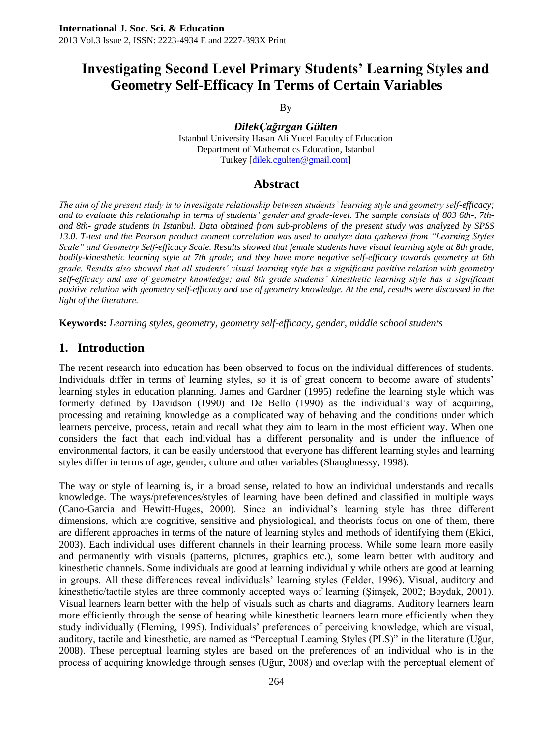# Investigating Second Level Primary Students' Learning Styles and Geometry Self-Efficacy In Terms of Certain Variables

By

***DilekÇağırgan Gülten***
Istanbul University Hasan Ali Yucel Faculty of Education
Department of Mathematics Education, Istanbul
Turkey [dilek.cgulten@gmail.com]

## Abstract

*The aim of the present study is to investigate relationship between students' learning style and geometry self-efficacy; and to evaluate this relationship in terms of students' gender and grade-level. The sample consists of 803 6th-, 7th- and 8th- grade students in Istanbul. Data obtained from sub-problems of the present study was analyzed by SPSS 13.0. T-test and the Pearson product moment correlation was used to analyze data gathered from "Learning Styles Scale" and Geometry Self-efficacy Scale. Results showed that female students have visual learning style at 8th grade, bodily-kinesthetic learning style at 7th grade; and they have more negative self-efficacy towards geometry at 6th grade. Results also showed that all students' visual learning style has a significant positive relation with geometry self-efficacy and use of geometry knowledge; and 8th grade students' kinesthetic learning style has a significant positive relation with geometry self-efficacy and use of geometry knowledge. At the end, results were discussed in the light of the literature.*

**Keywords:** *Learning styles, geometry, geometry self-efficacy, gender, middle school students*

## 1. Introduction

The recent research into education has been observed to focus on the individual differences of students. Individuals differ in terms of learning styles, so it is of great concern to become aware of students' learning styles in education planning. James and Gardner (1995) redefine the learning style which was formerly defined by Davidson (1990) and De Bello (1990) as the individual's way of acquiring, processing and retaining knowledge as a complicated way of behaving and the conditions under which learners perceive, process, retain and recall what they aim to learn in the most efficient way. When one considers the fact that each individual has a different personality and is under the influence of environmental factors, it can be easily understood that everyone has different learning styles and learning styles differ in terms of age, gender, culture and other variables (Shaughnessy, 1998).

The way or style of learning is, in a broad sense, related to how an individual understands and recalls knowledge. The ways/preferences/styles of learning have been defined and classified in multiple ways (Cano-Garcia and Hewitt-Huges, 2000). Since an individual's learning style has three different dimensions, which are cognitive, sensitive and physiological, and theorists focus on one of them, there are different approaches in terms of the nature of learning styles and methods of identifying them (Ekici, 2003). Each individual uses different channels in their learning process. While some learn more easily and permanently with visuals (patterns, pictures, graphics etc.), some learn better with auditory and kinesthetic channels. Some individuals are good at learning individually while others are good at learning in groups. All these differences reveal individuals' learning styles (Felder, 1996). Visual, auditory and kinesthetic/tactile styles are three commonly accepted ways of learning (Şimşek, 2002; Boydak, 2001). Visual learners learn better with the help of visuals such as charts and diagrams. Auditory learners learn more efficiently through the sense of hearing while kinesthetic learners learn more efficiently when they study individually (Fleming, 1995). Individuals' preferences of perceiving knowledge, which are visual, auditory, tactile and kinesthetic, are named as "Perceptual Learning Styles (PLS)" in the literature (Uğur, 2008). These perceptual learning styles are based on the preferences of an individual who is in the process of acquiring knowledge through senses (Uğur, 2008) and overlap with the perceptual element of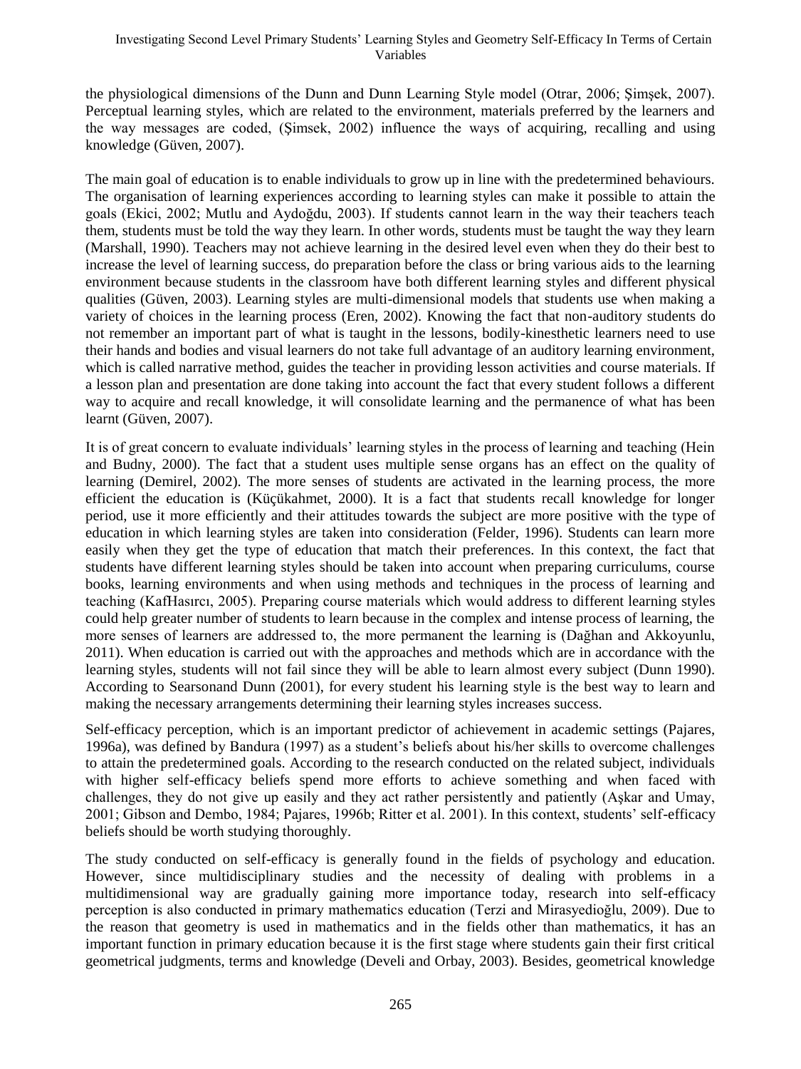the physiological dimensions of the Dunn and Dunn Learning Style model (Otrar, 2006; Şimşek, 2007). Perceptual learning styles, which are related to the environment, materials preferred by the learners and the way messages are coded, (Şimsek, 2002) influence the ways of acquiring, recalling and using knowledge (Güven, 2007).

The main goal of education is to enable individuals to grow up in line with the predetermined behaviours. The organisation of learning experiences according to learning styles can make it possible to attain the goals (Ekici, 2002; Mutlu and Aydoğdu, 2003). If students cannot learn in the way their teachers teach them, students must be told the way they learn. In other words, students must be taught the way they learn (Marshall, 1990). Teachers may not achieve learning in the desired level even when they do their best to increase the level of learning success, do preparation before the class or bring various aids to the learning environment because students in the classroom have both different learning styles and different physical qualities (Güven, 2003). Learning styles are multi-dimensional models that students use when making a variety of choices in the learning process (Eren, 2002). Knowing the fact that non-auditory students do not remember an important part of what is taught in the lessons, bodily-kinesthetic learners need to use their hands and bodies and visual learners do not take full advantage of an auditory learning environment, which is called narrative method, guides the teacher in providing lesson activities and course materials. If a lesson plan and presentation are done taking into account the fact that every student follows a different way to acquire and recall knowledge, it will consolidate learning and the permanence of what has been learnt (Güven, 2007).

It is of great concern to evaluate individuals' learning styles in the process of learning and teaching (Hein and Budny, 2000). The fact that a student uses multiple sense organs has an effect on the quality of learning (Demirel, 2002). The more senses of students are activated in the learning process, the more efficient the education is (Küçükahmet, 2000). It is a fact that students recall knowledge for longer period, use it more efficiently and their attitudes towards the subject are more positive with the type of education in which learning styles are taken into consideration (Felder, 1996). Students can learn more easily when they get the type of education that match their preferences. In this context, the fact that students have different learning styles should be taken into account when preparing curriculums, course books, learning environments and when using methods and techniques in the process of learning and teaching (KafHasırcı, 2005). Preparing course materials which would address to different learning styles could help greater number of students to learn because in the complex and intense process of learning, the more senses of learners are addressed to, the more permanent the learning is (Dağhan and Akkoyunlu, 2011). When education is carried out with the approaches and methods which are in accordance with the learning styles, students will not fail since they will be able to learn almost every subject (Dunn 1990). According to Searsonand Dunn (2001), for every student his learning style is the best way to learn and making the necessary arrangements determining their learning styles increases success.

Self-efficacy perception, which is an important predictor of achievement in academic settings (Pajares, 1996a), was defined by Bandura (1997) as a student's beliefs about his/her skills to overcome challenges to attain the predetermined goals. According to the research conducted on the related subject, individuals with higher self-efficacy beliefs spend more efforts to achieve something and when faced with challenges, they do not give up easily and they act rather persistently and patiently (Aşkar and Umay, 2001; Gibson and Dembo, 1984; Pajares, 1996b; Ritter et al. 2001). In this context, students' self-efficacy beliefs should be worth studying thoroughly.

The study conducted on self-efficacy is generally found in the fields of psychology and education. However, since multidisciplinary studies and the necessity of dealing with problems in a multidimensional way are gradually gaining more importance today, research into self-efficacy perception is also conducted in primary mathematics education (Terzi and Mirasyedioğlu, 2009). Due to the reason that geometry is used in mathematics and in the fields other than mathematics, it has an important function in primary education because it is the first stage where students gain their first critical geometrical judgments, terms and knowledge (Develi and Orbay, 2003). Besides, geometrical knowledge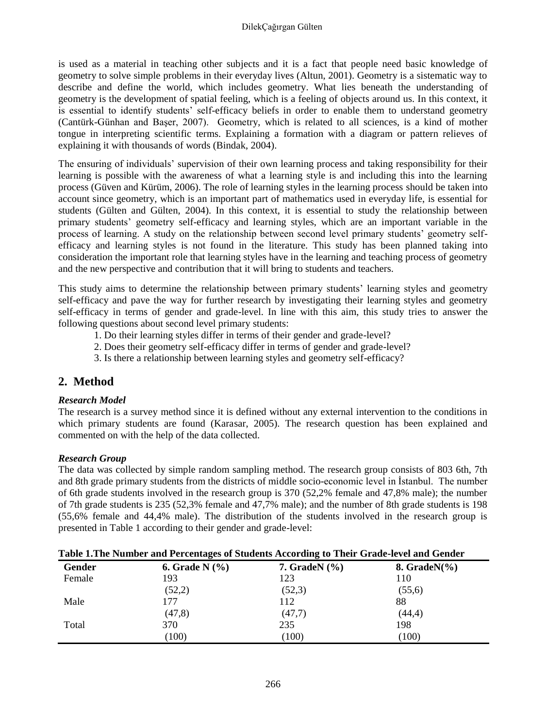is used as a material in teaching other subjects and it is a fact that people need basic knowledge of geometry to solve simple problems in their everyday lives (Altun, 2001). Geometry is a sistematic way to describe and define the world, which includes geometry. What lies beneath the understanding of geometry is the development of spatial feeling, which is a feeling of objects around us. In this context, it is essential to identify students' self-efficacy beliefs in order to enable them to understand geometry (Cantürk-Günhan and Başer, 2007). Geometry, which is related to all sciences, is a kind of mother tongue in interpreting scientific terms. Explaining a formation with a diagram or pattern relieves of explaining it with thousands of words (Bindak, 2004).

The ensuring of individuals' supervision of their own learning process and taking responsibility for their learning is possible with the awareness of what a learning style is and including this into the learning process (Güven and Kürüm, 2006). The role of learning styles in the learning process should be taken into account since geometry, which is an important part of mathematics used in everyday life, is essential for students (Gülten and Gülten, 2004). In this context, it is essential to study the relationship between primary students' geometry self-efficacy and learning styles, which are an important variable in the process of learning. A study on the relationship between second level primary students' geometry self-efficacy and learning styles is not found in the literature. This study has been planned taking into consideration the important role that learning styles have in the learning and teaching process of geometry and the new perspective and contribution that it will bring to students and teachers.

This study aims to determine the relationship between primary students' learning styles and geometry self-efficacy and pave the way for further research by investigating their learning styles and geometry self-efficacy in terms of gender and grade-level. In line with this aim, this study tries to answer the following questions about second level primary students:

1. Do their learning styles differ in terms of their gender and grade-level?
2. Does their geometry self-efficacy differ in terms of gender and grade-level?
3. Is there a relationship between learning styles and geometry self-efficacy?

## 2. Method

### *Research Model*

The research is a survey method since it is defined without any external intervention to the conditions in which primary students are found (Karasar, 2005). The research question has been explained and commented on with the help of the data collected.

### *Research Group*

The data was collected by simple random sampling method. The research group consists of 803 6th, 7th and 8th grade primary students from the districts of middle socio-economic level in İstanbul. The number of 6th grade students involved in the research group is 370 (52,2% female and 47,8% male); the number of 7th grade students is 235 (52,3% female and 47,7% male); and the number of 8th grade students is 198 (55,6% female and 44,4% male). The distribution of the students involved in the research group is presented in Table 1 according to their gender and grade-level:

**Table 1.The Number and Percentages of Students According to Their Grade-level and Gender**

| Gender | 6. Grade N (%) | 7. GradeN (%) | 8. GradeN(%) |
|---|---|---|---|
| Female | 193 | 123 | 110 |
| | (52,2) | (52,3) | (55,6) |
| Male | 177 | 112 | 88 |
| | (47,8) | (47,7) | (44,4) |
| Total | 370 | 235 | 198 |
| | (100) | (100) | (100) |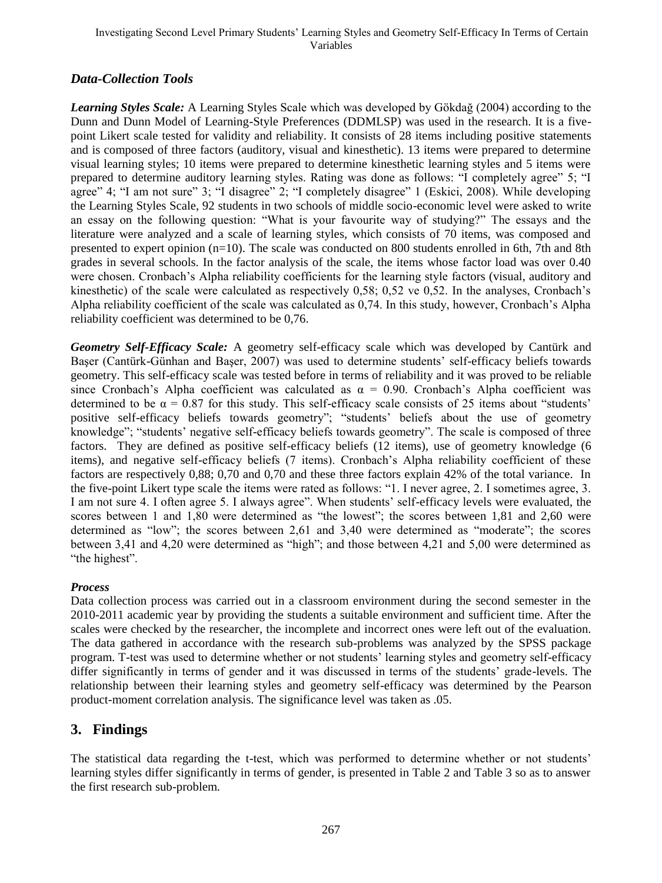### *Data-Collection Tools*

***Learning Styles Scale:*** A Learning Styles Scale which was developed by Gökdağ (2004) according to the Dunn and Dunn Model of Learning-Style Preferences (DDMLSP) was used in the research. It is a five-point Likert scale tested for validity and reliability. It consists of 28 items including positive statements and is composed of three factors (auditory, visual and kinesthetic). 13 items were prepared to determine visual learning styles; 10 items were prepared to determine kinesthetic learning styles and 5 items were prepared to determine auditory learning styles. Rating was done as follows: "I completely agree" 5; "I agree" 4; "I am not sure" 3; "I disagree" 2; "I completely disagree" 1 (Eskici, 2008). While developing the Learning Styles Scale, 92 students in two schools of middle socio-economic level were asked to write an essay on the following question: "What is your favourite way of studying?" The essays and the literature were analyzed and a scale of learning styles, which consists of 70 items, was composed and presented to expert opinion (n=10). The scale was conducted on 800 students enrolled in 6th, 7th and 8th grades in several schools. In the factor analysis of the scale, the items whose factor load was over 0.40 were chosen. Cronbach's Alpha reliability coefficients for the learning style factors (visual, auditory and kinesthetic) of the scale were calculated as respectively 0,58; 0,52 ve 0,52. In the analyses, Cronbach's Alpha reliability coefficient of the scale was calculated as 0,74. In this study, however, Cronbach's Alpha reliability coefficient was determined to be 0,76.

***Geometry Self-Efficacy Scale:*** A geometry self-efficacy scale which was developed by Cantürk and Başer (Cantürk-Günhan and Başer, 2007) was used to determine students' self-efficacy beliefs towards geometry. This self-efficacy scale was tested before in terms of reliability and it was proved to be reliable since Cronbach's Alpha coefficient was calculated as $\alpha = 0.90$. Cronbach's Alpha coefficient was determined to be $\alpha = 0.87$ for this study. This self-efficacy scale consists of 25 items about "students' positive self-efficacy beliefs towards geometry"; "students' beliefs about the use of geometry knowledge"; "students' negative self-efficacy beliefs towards geometry". The scale is composed of three factors. They are defined as positive self-efficacy beliefs (12 items), use of geometry knowledge (6 items), and negative self-efficacy beliefs (7 items). Cronbach's Alpha reliability coefficient of these factors are respectively 0,88; 0,70 and 0,70 and these three factors explain 42% of the total variance. In the five-point Likert type scale the items were rated as follows: "1. I never agree, 2. I sometimes agree, 3. I am not sure 4. I often agree 5. I always agree". When students' self-efficacy levels were evaluated, the scores between 1 and 1,80 were determined as "the lowest"; the scores between 1,81 and 2,60 were determined as "low"; the scores between 2,61 and 3,40 were determined as "moderate"; the scores between 3,41 and 4,20 were determined as "high"; and those between 4,21 and 5,00 were determined as "the highest".

#### *Process*

Data collection process was carried out in a classroom environment during the second semester in the 2010-2011 academic year by providing the students a suitable environment and sufficient time. After the scales were checked by the researcher, the incomplete and incorrect ones were left out of the evaluation. The data gathered in accordance with the research sub-problems was analyzed by the SPSS package program. T-test was used to determine whether or not students' learning styles and geometry self-efficacy differ significantly in terms of gender and it was discussed in terms of the students' grade-levels. The relationship between their learning styles and geometry self-efficacy was determined by the Pearson product-moment correlation analysis. The significance level was taken as .05.

## 3. Findings

The statistical data regarding the t-test, which was performed to determine whether or not students' learning styles differ significantly in terms of gender, is presented in Table 2 and Table 3 so as to answer the first research sub-problem.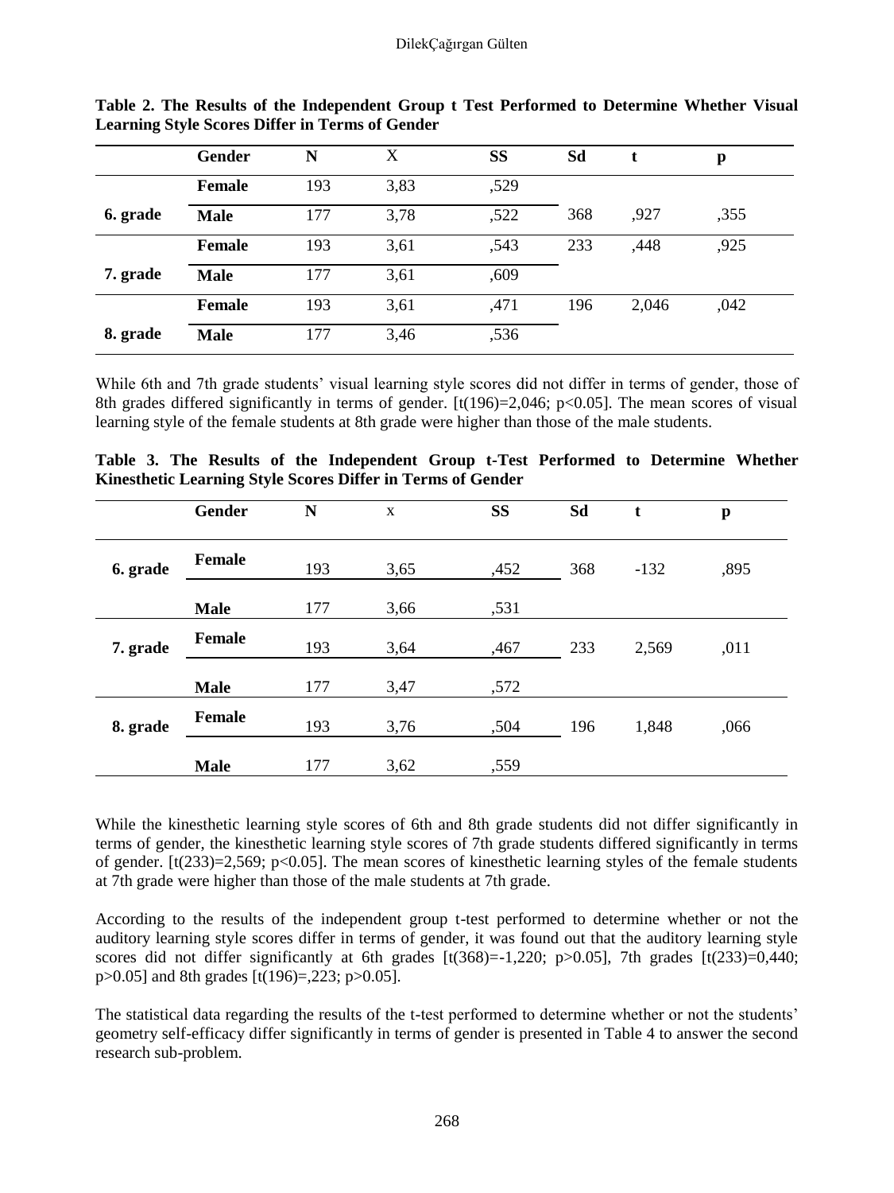**Table 2. The Results of the Independent Group t Test Performed to Determine Whether Visual Learning Style Scores Differ in Terms of Gender**

| | Gender | N | X | SS | Sd | t | p |
|---|---|---|---|---|---|---|---|
| 6. grade | Female | 193 | 3,83 | ,529 | 368 | ,927 | ,355 |
| | Male | 177 | 3,78 | ,522 | | | |
| 7. grade | Female | 193 | 3,61 | ,543 | 233 | ,448 | ,925 |
| | Male | 177 | 3,61 | ,609 | | | |
| 8. grade | Female | 193 | 3,61 | ,471 | 196 | 2,046 | ,042 |
| | Male | 177 | 3,46 | ,536 | | | |

While 6th and 7th grade students' visual learning style scores did not differ in terms of gender, those of 8th grades differed significantly in terms of gender. [t(196)=2,046; p<0.05]. The mean scores of visual learning style of the female students at 8th grade were higher than those of the male students.

**Table 3. The Results of the Independent Group t-Test Performed to Determine Whether Kinesthetic Learning Style Scores Differ in Terms of Gender**

| | Gender | N | x | SS | Sd | t | p |
|---|---|---|---|---|---|---|---|
| 6. grade | Female | 193 | 3,65 | ,452 | 368 | -132 | ,895 |
| | Male | 177 | 3,66 | ,531 | | | |
| 7. grade | Female | 193 | 3,64 | ,467 | 233 | 2,569 | ,011 |
| | Male | 177 | 3,47 | ,572 | | | |
| 8. grade | Female | 193 | 3,76 | ,504 | 196 | 1,848 | ,066 |
| | Male | 177 | 3,62 | ,559 | | | |

While the kinesthetic learning style scores of 6th and 8th grade students did not differ significantly in terms of gender, the kinesthetic learning style scores of 7th grade students differed significantly in terms of gender. [t(233)=2,569; p<0.05]. The mean scores of kinesthetic learning styles of the female students at 7th grade were higher than those of the male students at 7th grade.

According to the results of the independent group t-test performed to determine whether or not the auditory learning style scores differ in terms of gender, it was found out that the auditory learning style scores did not differ significantly at 6th grades [t(368)=-1,220; p>0.05], 7th grades [t(233)=0,440; p>0.05] and 8th grades [t(196)=,223; p>0.05].

The statistical data regarding the results of the t-test performed to determine whether or not the students' geometry self-efficacy differ significantly in terms of gender is presented in Table 4 to answer the second research sub-problem.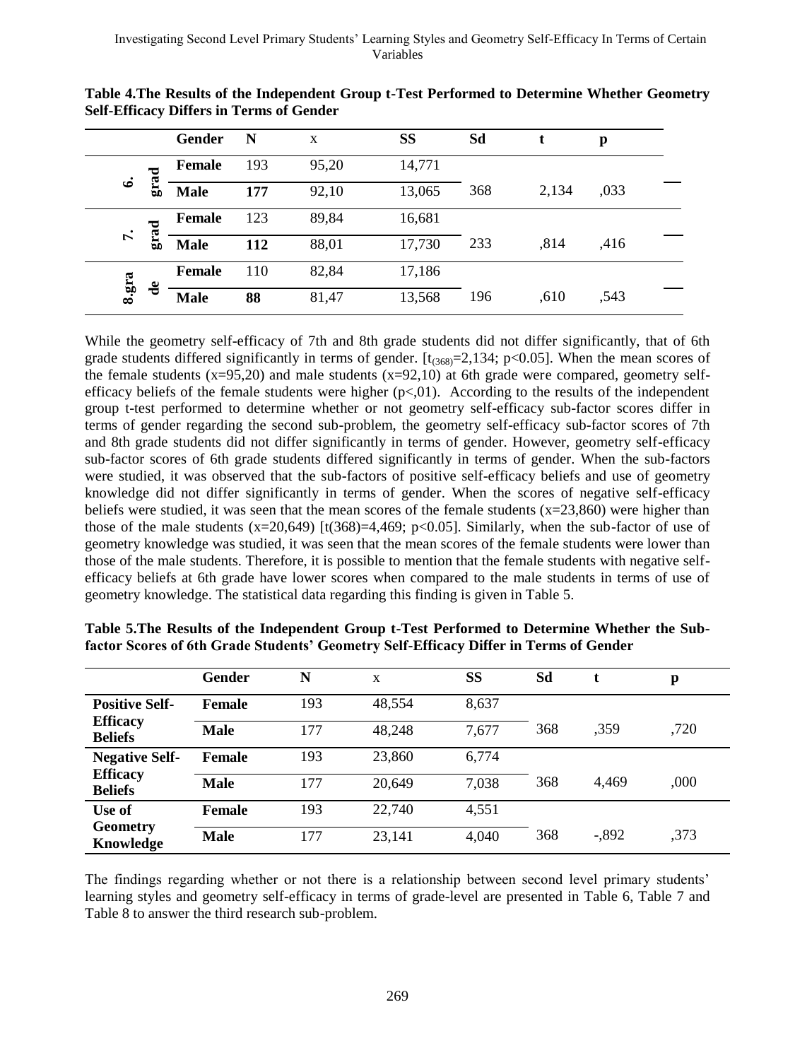**Table 4.The Results of the Independent Group t-Test Performed to Determine Whether Geometry Self-Efficacy Differs in Terms of Gender**

| | Gender | N | x | SS | Sd | t | p |
|---|---|---|---|---|---|---|---|
| 6. grad | Female | 193 | 95,20 | 14,771 | | | |
| | Male | **177** | 92,10 | 13,065 | 368 | 2,134 | ,033 |
| 7. grad | Female | 123 | 89,84 | 16,681 | | | |
| | Male | **112** | 88,01 | 17,730 | 233 | ,814 | ,416 |
| 8.gra de | Female | 110 | 82,84 | 17,186 | | | |
| | Male | **88** | 81,47 | 13,568 | 196 | ,610 | ,543 |

While the geometry self-efficacy of 7th and 8th grade students did not differ significantly, that of 6th grade students differed significantly in terms of gender. [$t_{(368)}=2,134$; $p<0.05$]. When the mean scores of the female students (x=95,20) and male students (x=92,10) at 6th grade were compared, geometry self-efficacy beliefs of the female students were higher ($p<,01$). According to the results of the independent group t-test performed to determine whether or not geometry self-efficacy sub-factor scores differ in terms of gender regarding the second sub-problem, the geometry self-efficacy sub-factor scores of 7th and 8th grade students did not differ significantly in terms of gender. However, geometry self-efficacy sub-factor scores of 6th grade students differed significantly in terms of gender. When the sub-factors were studied, it was observed that the sub-factors of positive self-efficacy beliefs and use of geometry knowledge did not differ significantly in terms of gender. When the scores of negative self-efficacy beliefs were studied, it was seen that the mean scores of the female students (x=23,860) were higher than those of the male students (x=20,649) [$t(368)=4,469$; $p<0.05$]. Similarly, when the sub-factor of use of geometry knowledge was studied, it was seen that the mean scores of the female students were lower than those of the male students. Therefore, it is possible to mention that the female students with negative self-efficacy beliefs at 6th grade have lower scores when compared to the male students in terms of use of geometry knowledge. The statistical data regarding this finding is given in Table 5.

**Table 5.The Results of the Independent Group t-Test Performed to Determine Whether the Sub-factor Scores of 6th Grade Students' Geometry Self-Efficacy Differ in Terms of Gender**

| | Gender | N | x | SS | Sd | t | p |
|---|---|---|---|---|---|---|---|
| **Positive Self-Efficacy Beliefs** | **Female** | 193 | 48,554 | 8,637 | | | |
| | **Male** | 177 | 48,248 | 7,677 | 368 | ,359 | ,720 |
| **Negative Self-Efficacy Beliefs** | **Female** | 193 | 23,860 | 6,774 | | | |
| | **Male** | 177 | 20,649 | 7,038 | 368 | 4,469 | ,000 |
| **Use of Geometry Knowledge** | **Female** | 193 | 22,740 | 4,551 | | | |
| | **Male** | 177 | 23,141 | 4,040 | 368 | -,892 | ,373 |

The findings regarding whether or not there is a relationship between second level primary students' learning styles and geometry self-efficacy in terms of grade-level are presented in Table 6, Table 7 and Table 8 to answer the third research sub-problem.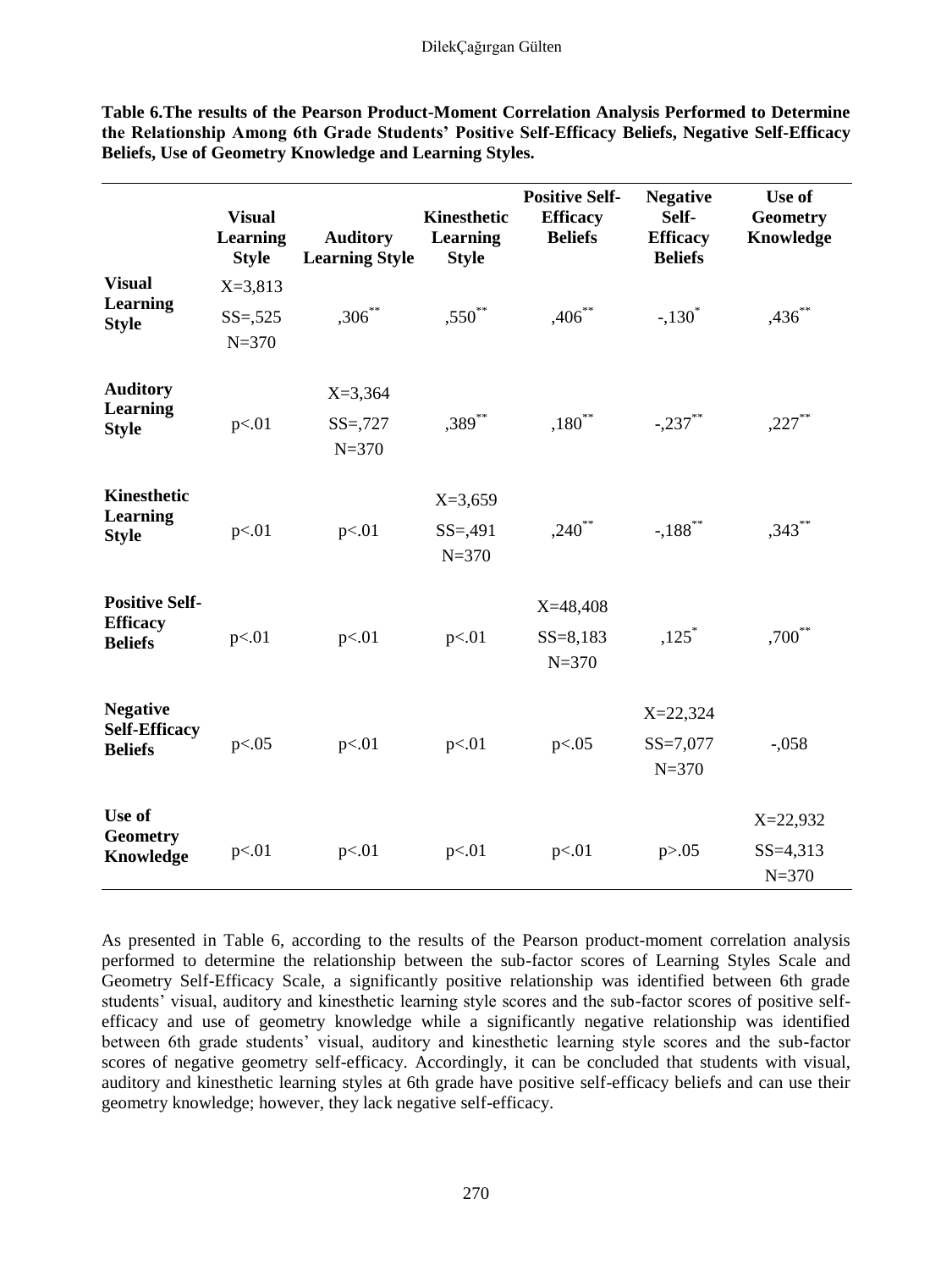**Table 6.The results of the Pearson Product-Moment Correlation Analysis Performed to Determine the Relationship Among 6th Grade Students' Positive Self-Efficacy Beliefs, Negative Self-Efficacy Beliefs, Use of Geometry Knowledge and Learning Styles.**

| | Visual Learning Style | Auditory Learning Style | Kinesthetic Learning Style | Positive Self-Efficacy Beliefs | Negative Self-Efficacy Beliefs | Use of Geometry Knowledge |
|---|---|---|---|---|---|---|
| **Visual Learning Style** | X=3,813 SS=,525 N=370 | ,306** | ,550** | ,406** | -,130* | ,436** |
| **Auditory Learning Style** | p<.01 | X=3,364 SS=,727 N=370 | ,389** | ,180** | -,237** | ,227** |
| **Kinesthetic Learning Style** | p<.01 | p<.01 | X=3,659 SS=,491 N=370 | ,240** | -,188** | ,343** |
| **Positive Self-Efficacy Beliefs** | p<.01 | p<.01 | p<.01 | X=48,408 SS=8,183 N=370 | ,125* | ,700** |
| **Negative Self-Efficacy Beliefs** | p<.05 | p<.01 | p<.01 | p<.05 | X=22,324 SS=7,077 N=370 | -,058 |
| **Use of Geometry Knowledge** | p<.01 | p<.01 | p<.01 | p<.01 | p>.05 | X=22,932 SS=4,313 N=370 |

As presented in Table 6, according to the results of the Pearson product-moment correlation analysis performed to determine the relationship between the sub-factor scores of Learning Styles Scale and Geometry Self-Efficacy Scale, a significantly positive relationship was identified between 6th grade students' visual, auditory and kinesthetic learning style scores and the sub-factor scores of positive self-efficacy and use of geometry knowledge while a significantly negative relationship was identified between 6th grade students' visual, auditory and kinesthetic learning style scores and the sub-factor scores of negative geometry self-efficacy. Accordingly, it can be concluded that students with visual, auditory and kinesthetic learning styles at 6th grade have positive self-efficacy beliefs and can use their geometry knowledge; however, they lack negative self-efficacy.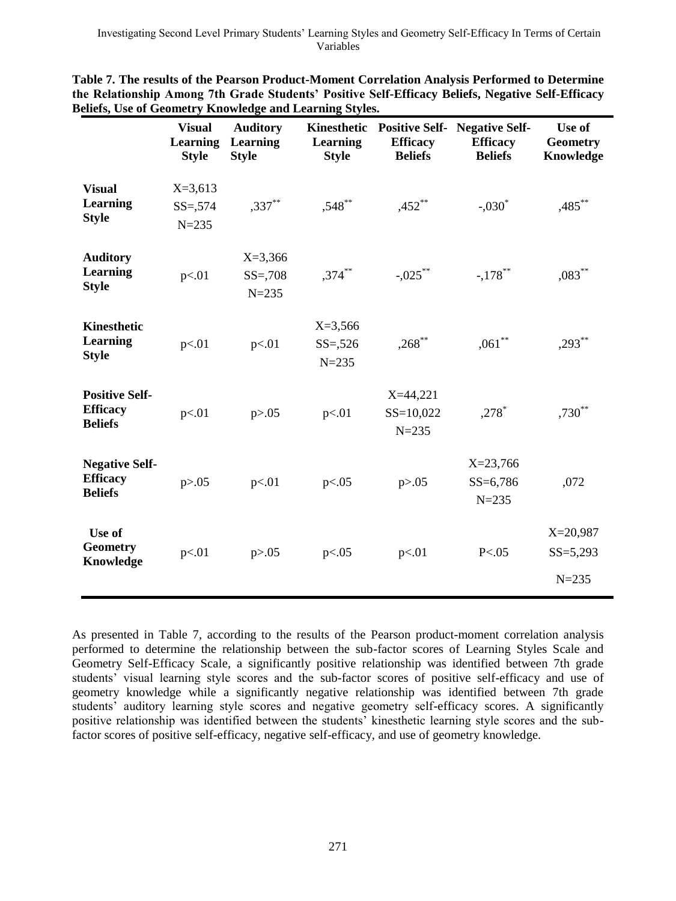**Table 7. The results of the Pearson Product-Moment Correlation Analysis Performed to Determine the Relationship Among 7th Grade Students' Positive Self-Efficacy Beliefs, Negative Self-Efficacy Beliefs, Use of Geometry Knowledge and Learning Styles.**

| | Visual Learning Style | Auditory Learning Style | Kinesthetic Learning Style | Positive Self-Efficacy Beliefs | Negative Self-Efficacy Beliefs | Use of Geometry Knowledge |
|---|---|---|---|---|---|---|
| **Visual Learning Style** | X=3,613 SS=,574 N=235 | ,337** | ,548** | ,452** | -,030* | ,485** |
| **Auditory Learning Style** | p<.01 | X=3,366 SS=,708 N=235 | ,374** | -,025** | -,178** | ,083** |
| **Kinesthetic Learning Style** | p<.01 | p<.01 | X=3,566 SS=,526 N=235 | ,268** | ,061** | ,293** |
| **Positive Self-Efficacy Beliefs** | p<.01 | p>.05 | p<.01 | X=44,221 SS=10,022 N=235 | ,278* | ,730** |
| **Negative Self-Efficacy Beliefs** | p>.05 | p<.01 | p<.05 | p>.05 | X=23,766 SS=6,786 N=235 | ,072 |
| **Use of Geometry Knowledge** | p<.01 | p>.05 | p<.05 | p<.01 | P<.05 | X=20,987 SS=5,293 N=235 |

As presented in Table 7, according to the results of the Pearson product-moment correlation analysis performed to determine the relationship between the sub-factor scores of Learning Styles Scale and Geometry Self-Efficacy Scale, a significantly positive relationship was identified between 7th grade students' visual learning style scores and the sub-factor scores of positive self-efficacy and use of geometry knowledge while a significantly negative relationship was identified between 7th grade students' auditory learning style scores and negative geometry self-efficacy scores. A significantly positive relationship was identified between the students' kinesthetic learning style scores and the sub-factor scores of positive self-efficacy, negative self-efficacy, and use of geometry knowledge.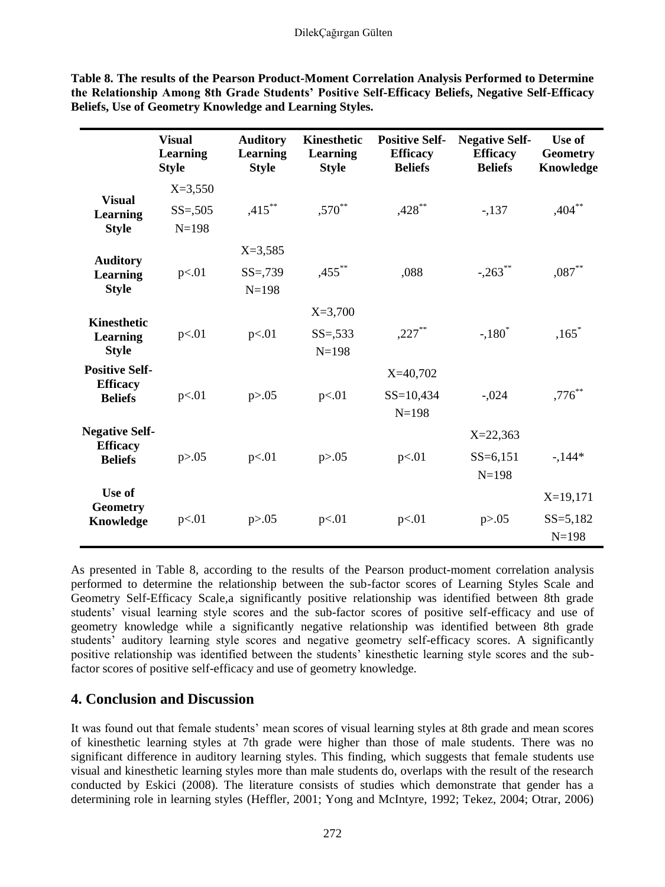**Table 8. The results of the Pearson Product-Moment Correlation Analysis Performed to Determine the Relationship Among 8th Grade Students' Positive Self-Efficacy Beliefs, Negative Self-Efficacy Beliefs, Use of Geometry Knowledge and Learning Styles.**

| | Visual Learning Style | Auditory Learning Style | Kinesthetic Learning Style | Positive Self-Efficacy Beliefs | Negative Self-Efficacy Beliefs | Use of Geometry Knowledge |
|---|---|---|---|---|---|---|
| **Visual Learning Style** | X=3,550 SS=,505 N=198 | ,415** | ,570** | ,428** | -,137 | ,404** |
| **Auditory Learning Style** | p<.01 | X=3,585 SS=,739 N=198 | ,455** | ,088 | -,263** | ,087** |
| **Kinesthetic Learning Style** | p<.01 | p<.01 | X=3,700 SS=,533 N=198 | ,227** | -,180* | ,165* |
| **Positive Self-Efficacy Beliefs** | p<.01 | p>.05 | p<.01 | X=40,702 SS=10,434 N=198 | -,024 | ,776** |
| **Negative Self-Efficacy Beliefs** | p>.05 | p<.01 | p>.05 | p<.01 | X=22,363 SS=6,151 N=198 | -,144* |
| **Use of Geometry Knowledge** | p<.01 | p>.05 | p<.01 | p<.01 | p>.05 | X=19,171 SS=5,182 N=198 |

As presented in Table 8, according to the results of the Pearson product-moment correlation analysis performed to determine the relationship between the sub-factor scores of Learning Styles Scale and Geometry Self-Efficacy Scale,a significantly positive relationship was identified between 8th grade students' visual learning style scores and the sub-factor scores of positive self-efficacy and use of geometry knowledge while a significantly negative relationship was identified between 8th grade students' auditory learning style scores and negative geometry self-efficacy scores. A significantly positive relationship was identified between the students' kinesthetic learning style scores and the sub-factor scores of positive self-efficacy and use of geometry knowledge.

## 4. Conclusion and Discussion

It was found out that female students' mean scores of visual learning styles at 8th grade and mean scores of kinesthetic learning styles at 7th grade were higher than those of male students. There was no significant difference in auditory learning styles. This finding, which suggests that female students use visual and kinesthetic learning styles more than male students do, overlaps with the result of the research conducted by Eskici (2008). The literature consists of studies which demonstrate that gender has a determining role in learning styles (Heffler, 2001; Yong and McIntyre, 1992; Tekez, 2004; Otrar, 2006)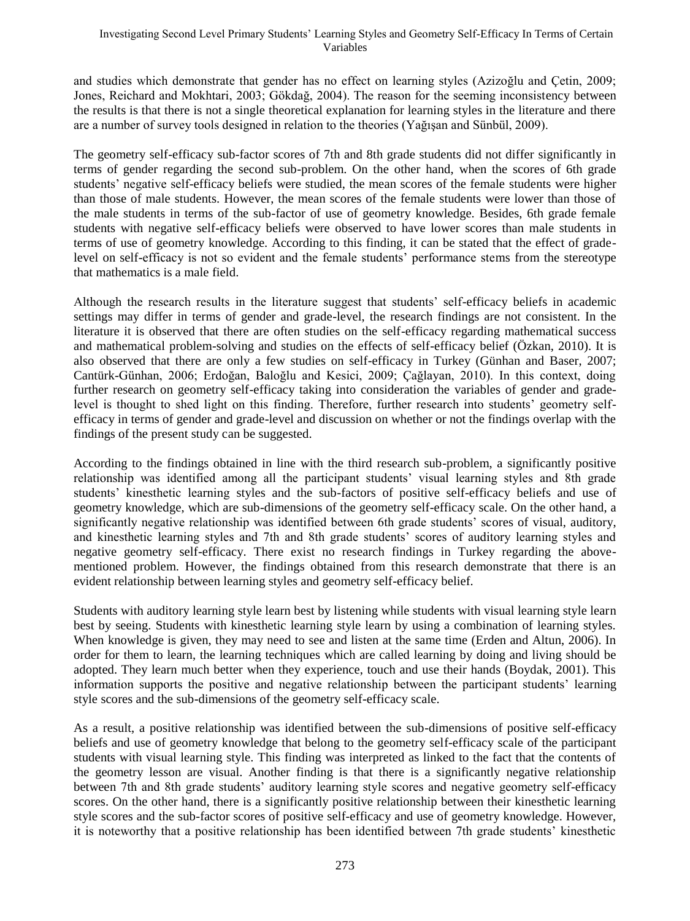and studies which demonstrate that gender has no effect on learning styles (Azizoğlu and Çetin, 2009; Jones, Reichard and Mokhtari, 2003; Gökdağ, 2004). The reason for the seeming inconsistency between the results is that there is not a single theoretical explanation for learning styles in the literature and there are a number of survey tools designed in relation to the theories (Yağışan and Sünbül, 2009).

The geometry self-efficacy sub-factor scores of 7th and 8th grade students did not differ significantly in terms of gender regarding the second sub-problem. On the other hand, when the scores of 6th grade students' negative self-efficacy beliefs were studied, the mean scores of the female students were higher than those of male students. However, the mean scores of the female students were lower than those of the male students in terms of the sub-factor of use of geometry knowledge. Besides, 6th grade female students with negative self-efficacy beliefs were observed to have lower scores than male students in terms of use of geometry knowledge. According to this finding, it can be stated that the effect of grade-level on self-efficacy is not so evident and the female students' performance stems from the stereotype that mathematics is a male field.

Although the research results in the literature suggest that students' self-efficacy beliefs in academic settings may differ in terms of gender and grade-level, the research findings are not consistent. In the literature it is observed that there are often studies on the self-efficacy regarding mathematical success and mathematical problem-solving and studies on the effects of self-efficacy belief (Özkan, 2010). It is also observed that there are only a few studies on self-efficacy in Turkey (Günhan and Baser, 2007; Cantürk-Günhan, 2006; Erdoğan, Baloğlu and Kesici, 2009; Çağlayan, 2010). In this context, doing further research on geometry self-efficacy taking into consideration the variables of gender and grade-level is thought to shed light on this finding. Therefore, further research into students' geometry self-efficacy in terms of gender and grade-level and discussion on whether or not the findings overlap with the findings of the present study can be suggested.

According to the findings obtained in line with the third research sub-problem, a significantly positive relationship was identified among all the participant students' visual learning styles and 8th grade students' kinesthetic learning styles and the sub-factors of positive self-efficacy beliefs and use of geometry knowledge, which are sub-dimensions of the geometry self-efficacy scale. On the other hand, a significantly negative relationship was identified between 6th grade students' scores of visual, auditory, and kinesthetic learning styles and 7th and 8th grade students' scores of auditory learning styles and negative geometry self-efficacy. There exist no research findings in Turkey regarding the above-mentioned problem. However, the findings obtained from this research demonstrate that there is an evident relationship between learning styles and geometry self-efficacy belief.

Students with auditory learning style learn best by listening while students with visual learning style learn best by seeing. Students with kinesthetic learning style learn by using a combination of learning styles. When knowledge is given, they may need to see and listen at the same time (Erden and Altun, 2006). In order for them to learn, the learning techniques which are called learning by doing and living should be adopted. They learn much better when they experience, touch and use their hands (Boydak, 2001). This information supports the positive and negative relationship between the participant students' learning style scores and the sub-dimensions of the geometry self-efficacy scale.

As a result, a positive relationship was identified between the sub-dimensions of positive self-efficacy beliefs and use of geometry knowledge that belong to the geometry self-efficacy scale of the participant students with visual learning style. This finding was interpreted as linked to the fact that the contents of the geometry lesson are visual. Another finding is that there is a significantly negative relationship between 7th and 8th grade students' auditory learning style scores and negative geometry self-efficacy scores. On the other hand, there is a significantly positive relationship between their kinesthetic learning style scores and the sub-factor scores of positive self-efficacy and use of geometry knowledge. However, it is noteworthy that a positive relationship has been identified between 7th grade students' kinesthetic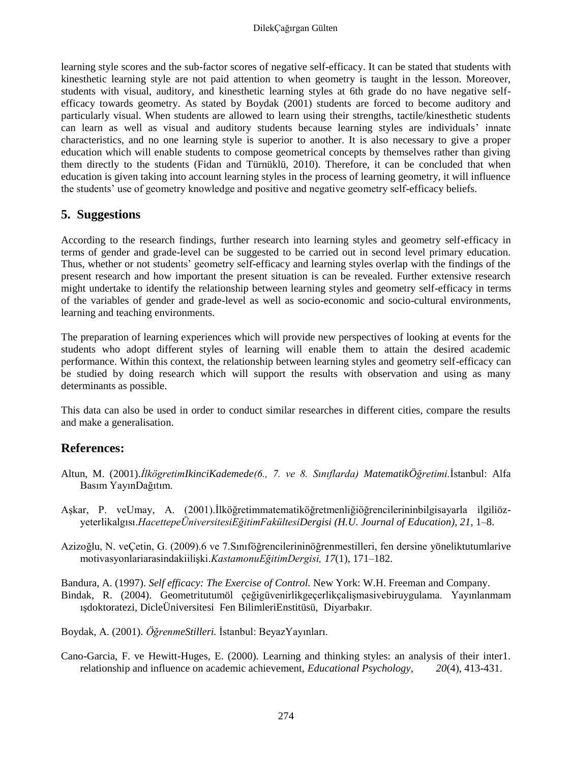learning style scores and the sub-factor scores of negative self-efficacy. It can be stated that students with kinesthetic learning style are not paid attention to when geometry is taught in the lesson. Moreover, students with visual, auditory, and kinesthetic learning styles at 6th grade do no have negative self-efficacy towards geometry. As stated by Boydak (2001) students are forced to become auditory and particularly visual. When students are allowed to learn using their strengths, tactile/kinesthetic students can learn as well as visual and auditory students because learning styles are individuals' innate characteristics, and no one learning style is superior to another. It is also necessary to give a proper education which will enable students to compose geometrical concepts by themselves rather than giving them directly to the students (Fidan and Türnüklü, 2010). Therefore, it can be concluded that when education is given taking into account learning styles in the process of learning geometry, it will influence the students' use of geometry knowledge and positive and negative geometry self-efficacy beliefs.

## 5. Suggestions

According to the research findings, further research into learning styles and geometry self-efficacy in terms of gender and grade-level can be suggested to be carried out in second level primary education. Thus, whether or not students' geometry self-efficacy and learning styles overlap with the findings of the present research and how important the present situation is can be revealed. Further extensive research might undertake to identify the relationship between learning styles and geometry self-efficacy in terms of the variables of gender and grade-level as well as socio-economic and socio-cultural environments, learning and teaching environments.

The preparation of learning experiences which will provide new perspectives of looking at events for the students who adopt different styles of learning will enable them to attain the desired academic performance. Within this context, the relationship between learning styles and geometry self-efficacy can be studied by doing research which will support the results with observation and using as many determinants as possible.

This data can also be used in order to conduct similar researches in different cities, compare the results and make a generalisation.

## References:

Altun, M. (2001).*İlkögretimIkinciKademede(6., 7. ve 8. Sınıflarda) MatematikÖğretimi.*İstanbul: Alfa Basım YayınDağıtım.

Aşkar, P. veUmay, A. (2001).İlköğretimmatematiköğretmenliğiöğrencilerininbilgisayarla ilgiliöz-yeterlikalgısı.*HacettepeÜniversitesiEğitimFakültesiDergisi (H.U. Journal of Education), 21*, 1–8.

Azizoğlu, N. veÇetin, G. (2009).6 ve 7.Sınıföğrencilerininöğrenmestilleri, fen dersine yöneliktutumlarive motivasyonlariarasindakiilişki.*KastamonuEğitimDergisi, 17*(1), 171–182.

Bandura, A. (1997). *Self efficacy: The Exercise of Control.* New York: W.H. Freeman and Company.

Bindak, R. (2004). Geometritutumöl çeğigüvenirlikgeçerlikçalişmasivebiruygulama. Yayınlanmam ışdoktoratezi, DicleÜniversitesi Fen BilimleriEnstitüsü, Diyarbakır.

Boydak, A. (2001). *ÖğrenmeStilleri.* İstanbul: BeyazYayınları.

Cano-Garcia, F. ve Hewitt-Huges, E. (2000). Learning and thinking styles: an analysis of their inter1. relationship and influence on academic achievement, *Educational Psychology, 20*(4), 413-431.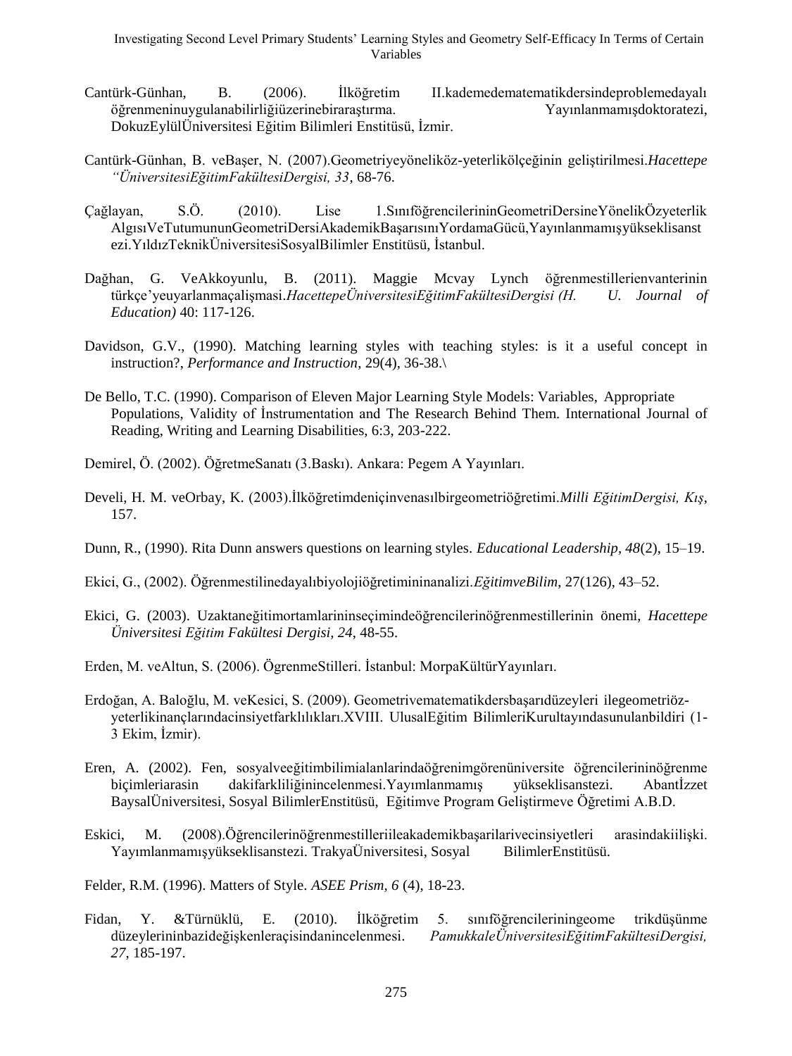Cantürk-Günhan, B. (2006). İlköğretim II.kademedematematikdersindeproblemedayalı öğrenmeninuygulanabilirliğiüzerinebiraraştırma. Yayınlanmamışdoktoratezi, DokuzEylülÜniversitesi Eğitim Bilimleri Enstitüsü, İzmir.

Cantürk-Günhan, B. veBaşer, N. (2007).Geometriyeyöneliköz-yeterlikölçeğinin geliştirilmesi.*Hacettepe "ÜniversitesiEğitimFakültesiDergisi, 33*, 68-76.

Çağlayan, S.Ö. (2010). Lise 1.SınıföğrencilerininGeometriDersineYönelikÖzyeterlik AlgısıVeTutumununGeometriDersiAkademikBaşarısınıYordamaGücü,Yayınlanmamışyükseklisanstezi.YıldızTeknikÜniversitesiSosyalBilimler Enstitüsü, İstanbul.

Dağhan, G. VeAkkoyunlu, B. (2011). Maggie Mcvay Lynch öğrenmestillerienvanterinin türkçe'yeuyarlanmaçalışması.*HacettepeÜniversitesiEğitimFakültesiDergisi (H. U. Journal of Education)* 40: 117-126.

Davidson, G.V., (1990). Matching learning styles with teaching styles: is it a useful concept in instruction?, *Performance and Instruction*, 29(4), 36-38.\

De Bello, T.C. (1990). Comparison of Eleven Major Learning Style Models: Variables, Appropriate Populations, Validity of İnstrumentation and The Research Behind Them. International Journal of Reading, Writing and Learning Disabilities, 6:3, 203-222.

Demirel, Ö. (2002). ÖğretmeSanatı (3.Baskı). Ankara: Pegem A Yayınları.

Develi, H. M. veOrbay, K. (2003).İlköğretimdeniçinvenasılbirgeometriöğretimi.*Milli EğitimDergisi, Kış*, 157.

Dunn, R., (1990). Rita Dunn answers questions on learning styles. *Educational Leadership*, *48*(2), 15–19.

Ekici, G., (2002). Öğrenmestilinedayalıbiyolojiöğretimininanalizi.*EğitimveBilim*, 27(126), 43–52.

Ekici, G. (2003). Uzaktaneğitimortamlarininseçimindeöğrencilerinöğrenmestillerinin önemi, *Hacettepe Üniversitesi Eğitim Fakültesi Dergisi, 24*, 48-55.

Erden, M. veAltun, S. (2006). ÖgrenmeStilleri. İstanbul: MorpaKültürYayınları.

Erdoğan, A. Baloğlu, M. veKesici, S. (2009). Geometrivematematikdersbaşarıdüzeyleri ilegeometriöz-yeterlikinançlarındacinsiyetfarklılıkları.XVIII. UlusalEğitim BilimleriKurultayındasunulanbildiri (1-3 Ekim, İzmir).

Eren, A. (2002). Fen, sosyalveeğitimbilimialanlarindaöğrenimgörenüniversite öğrencilerininöğrenme biçimleriarasin dakifarkliliğinincelenmesi.Yayımlanmamış yükseklisanstezi. Abantİzzet BaysalÜniversitesi, Sosyal BilimlerEnstitüsü, Eğitimve Program Geliştirmeve Öğretimi A.B.D.

Eskici, M. (2008).Öğrencilerinöğrenmestilleriileakademikbaşarilarivecinsiyetleri arasindakiilişki. Yayımlanmamışyükseklisanstezi. TrakyaÜniversitesi, Sosyal BilimlerEnstitüsü.

Felder, R.M. (1996). Matters of Style. *ASEE Prism, 6* (4), 18-23.

Fidan, Y. &Türnüklü, E. (2010). İlköğretim 5. sınıföğrencileriningeome trikdüşünme düzeylerininbazideğişkenleraçisindanincelenmesi. *PamukkaleÜniversitesiEğitimFakültesiDergisi, 27*, 185-197.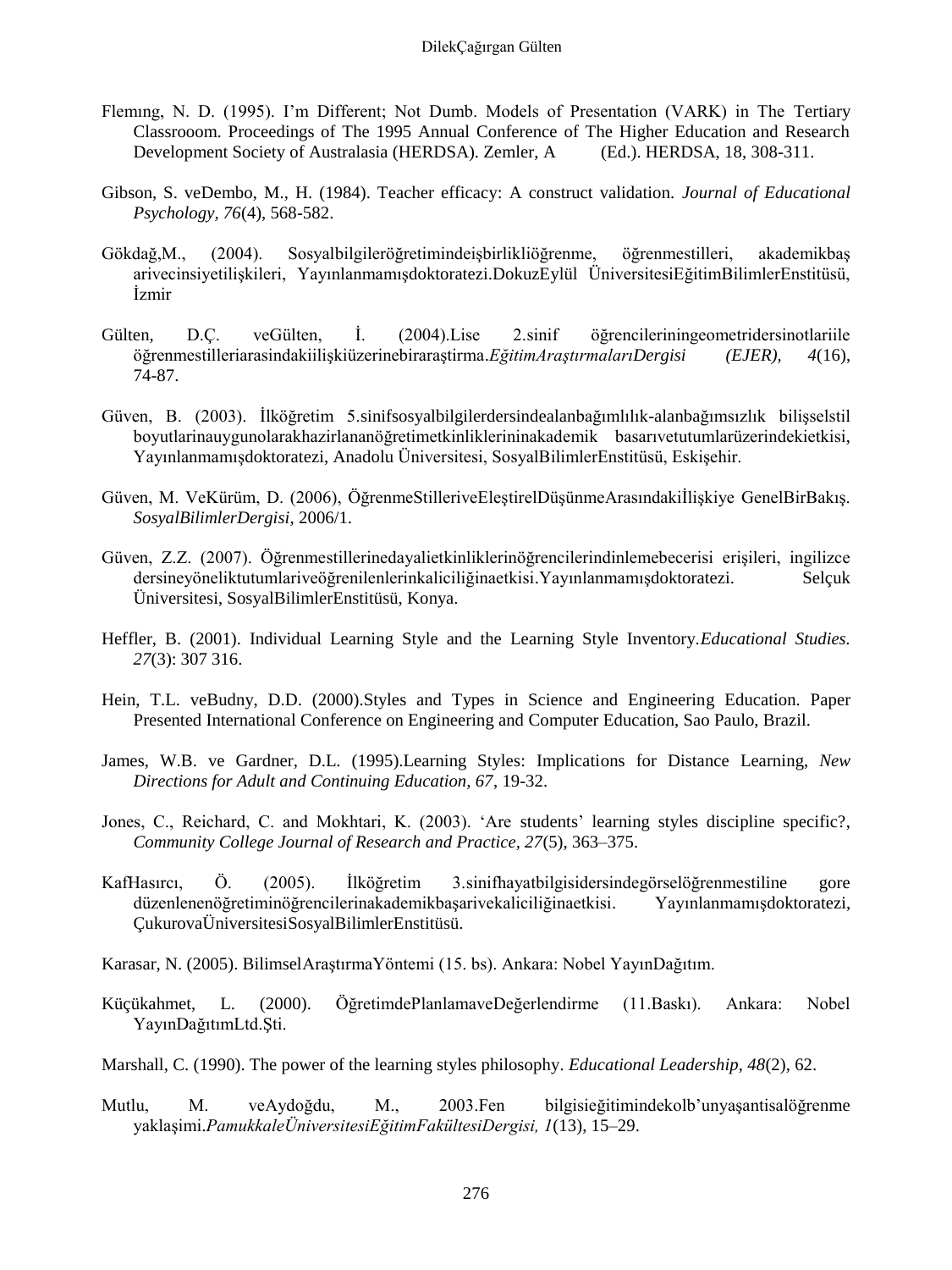Flemıng, N. D. (1995). I'm Different; Not Dumb. Models of Presentation (VARK) in The Tertiary Classrooom. Proceedings of The 1995 Annual Conference of The Higher Education and Research Development Society of Australasia (HERDSA). Zemler, A (Ed.). HERDSA, 18, 308-311.

Gibson, S. veDembo, M., H. (1984). Teacher efficacy: A construct validation. *Journal of Educational Psychology, 76*(4), 568-582.

Gökdağ,M., (2004). Sosyalbilgileröğretimindeişbirlikliöğrenme, öğrenmestilleri, akademikbaş arivecinsiyetilişkileri, Yayınlanmamışdoktoratezi.DokuzEylül ÜniversitesiEğitimBilimlerEnstitüsü, İzmir

Gülten, D.Ç. veGülten, İ. (2004).Lise 2.sinif öğrencileriningeometridersinotlariile öğrenmestilleriarasindakiilişkiüzerinebiraraştirma.*EğitimAraştırmalarıDergisi (EJER), 4*(16), 74-87.

Güven, B. (2003). İlköğretim 5.sinifsosyalbilgilerdersindealanbağımlılık-alanbağımsızlık bilişselstil boyutlarinauygunolarakhazirlananöğretimetkinliklerininakademik basarıvetutumlarüzerindekietkisi, Yayınlanmamışdoktoratezi, Anadolu Üniversitesi, SosyalBilimlerEnstitüsü, Eskişehir.

Güven, M. VeKürüm, D. (2006), ÖğrenmeStilleriveEleştirelDüşünmeArasındakiİlişkiye GenelBirBakış. *SosyalBilimlerDergisi*, 2006/1.

Güven, Z.Z. (2007). Öğrenmestillerinedayalietkinliklerinöğrencilerindinlemebecerisi erişileri, ingilizce dersineyöneliktutumlariveöğrenilenlerinkaliciliğinaetkisi.Yayınlanmamışdoktoratezi. Selçuk Üniversitesi, SosyalBilimlerEnstitüsü, Konya.

Heffler, B. (2001). Individual Learning Style and the Learning Style Inventory.*Educational Studies. 27*(3): 307 316.

Hein, T.L. veBudny, D.D. (2000).Styles and Types in Science and Engineering Education. Paper Presented International Conference on Engineering and Computer Education, Sao Paulo, Brazil.

James, W.B. ve Gardner, D.L. (1995).Learning Styles: Implications for Distance Learning, *New Directions for Adult and Continuing Education, 67*, 19-32.

Jones, C., Reichard, C. and Mokhtari, K. (2003). 'Are students' learning styles discipline specific?, *Community College Journal of Research and Practice, 27*(5), 363–375.

KafHasırcı, Ö. (2005). İlköğretim 3.sinifhayatbilgisidersindegörselöğrenmestiline gore düzenlenenöğretiminöğrencilerinakademikbaşarivekaliciliğinaetkisi. Yayınlanmamışdoktoratezi, ÇukurovaÜniversitesiSosyalBilimlerEnstitüsü.

Karasar, N. (2005). BilimselAraştırmaYöntemi (15. bs). Ankara: Nobel YayınDağıtım.

Küçükahmet, L. (2000). ÖğretimdePlanlamaveDeğerlendirme (11.Baskı). Ankara: Nobel YayınDağıtımLtd.Şti.

Marshall, C. (1990). The power of the learning styles philosophy. *Educational Leadership, 48*(2), 62.

Mutlu, M. veAydoğdu, M., 2003.Fen bilgisieğitimindekolb'unyaşantisalöğrenme yaklaşimi.*PamukkaleÜniversitesiEğitimFakültesiDergisi, 1*(13), 15–29.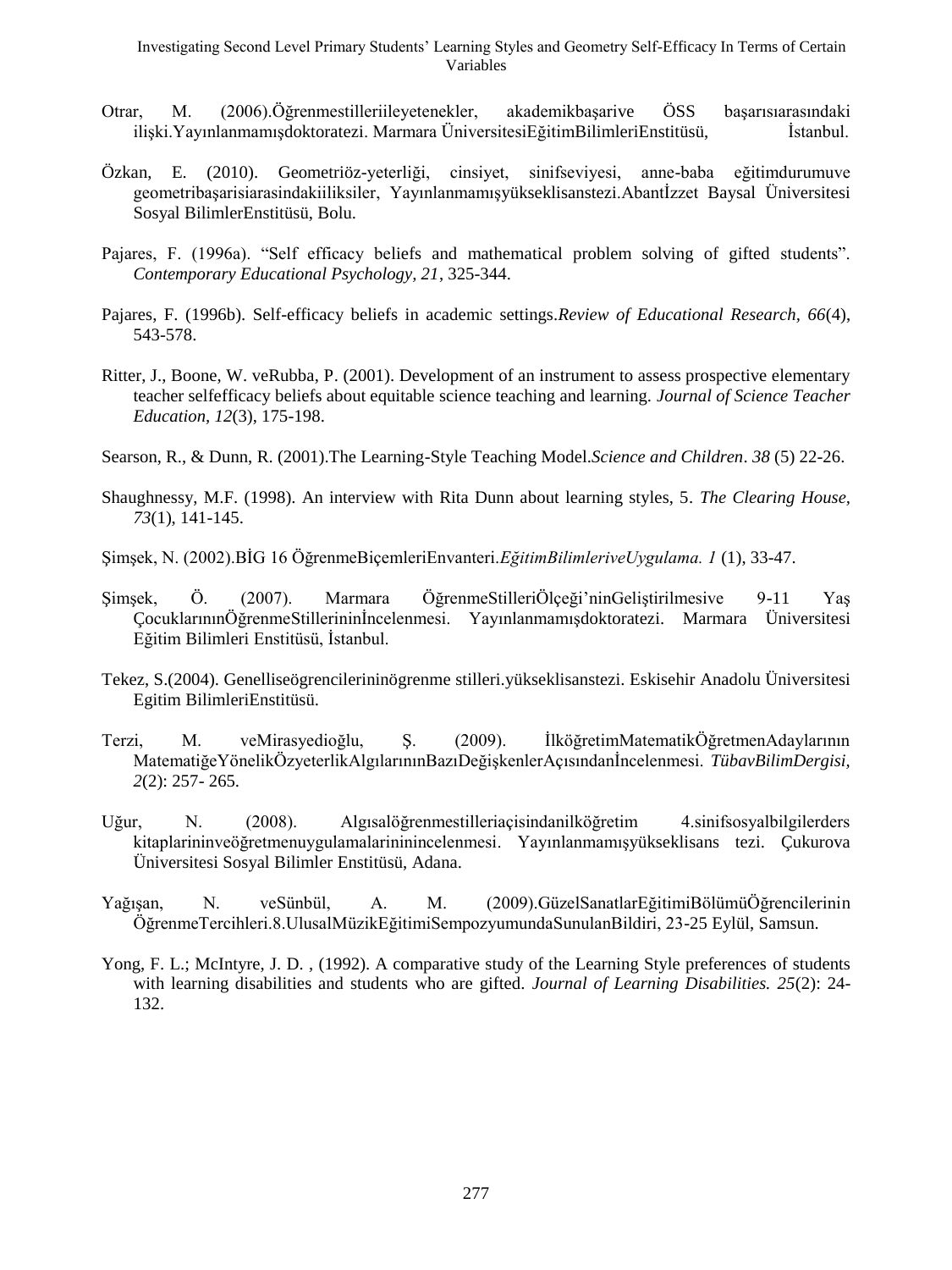Otrar, M. (2006).Öğrenmestilleriileyetenekler, akademikbaşarive ÖSS başarısıarasındaki ilişki.Yayınlanmamışdoktoratezi. Marmara ÜniversitesiEğitimBilimleriEnstitüsü, İstanbul.

Özkan, E. (2010). Geometriöz-yeterliği, cinsiyet, sinifseviyesi, anne-baba eğitimdurumuve geometribaşarisiarasindakiiliksiler, Yayınlanmamışyükseklisanstezi.Abantİzzet Baysal Üniversitesi Sosyal BilimlerEnstitüsü, Bolu.

Pajares, F. (1996a). "Self efficacy beliefs and mathematical problem solving of gifted students". *Contemporary Educational Psychology, 21*, 325-344.

Pajares, F. (1996b). Self-efficacy beliefs in academic settings.*Review of Educational Research, 66*(4), 543-578.

Ritter, J., Boone, W. veRubba, P. (2001). Development of an instrument to assess prospective elementary teacher selfefficacy beliefs about equitable science teaching and learning. *Journal of Science Teacher Education, 12*(3), 175-198.

Searson, R., & Dunn, R. (2001).The Learning-Style Teaching Model.*Science and Children*. *38* (5) 22-26.

Shaughnessy, M.F. (1998). An interview with Rita Dunn about learning styles, 5. *The Clearing House, 73*(1), 141-145.

Şimşek, N. (2002).BİG 16 ÖğrenmeBiçemleriEnvanteri.*EğitimBilimleriveUygulama. 1* (1), 33-47.

Şimşek, Ö. (2007). Marmara ÖğrenmeStilleriÖlçeği'ninGeliştirilmesive 9-11 Yaş ÇocuklarınınÖğrenmeStillerininİncelenmesi. Yayınlanmamışdoktoratezi. Marmara Üniversitesi Eğitim Bilimleri Enstitüsü, İstanbul.

Tekez, S.(2004). Genelliseögrencilerininögrenme stilleri.yükseklisanstezi. Eskisehir Anadolu Üniversitesi Egitim BilimleriEnstitüsü.

Terzi, M. veMirasyedioğlu, Ş. (2009). İlköğretimMatematikÖğretmenAdaylarının MatematiğeYönelikÖzyeterlikAlgılarınınBazıDeğişkenlerAçısındanİncelenmesi. *TübavBilimDergisi, 2*(2): 257- 265.

Uğur, N. (2008). Algısalöğrenmestilleriaçisindanilköğretim 4.sinifsosyalbilgilerders kitaplarininveöğretmenuygulamalarininincelenmesi. Yayınlanmamışyükseklisans tezi. Çukurova Üniversitesi Sosyal Bilimler Enstitüsü, Adana.

Yağışan, N. veSünbül, A. M. (2009).GüzelSanatlarEğitimiBölümüÖğrencilerinin ÖğrenmeTercihleri.8.UlusalMüzikEğitimiSempozyumundaSunulanBildiri, 23-25 Eylül, Samsun.

Yong, F. L.; McIntyre, J. D. , (1992). A comparative study of the Learning Style preferences of students with learning disabilities and students who are gifted. *Journal of Learning Disabilities. 25*(2): 24-132.